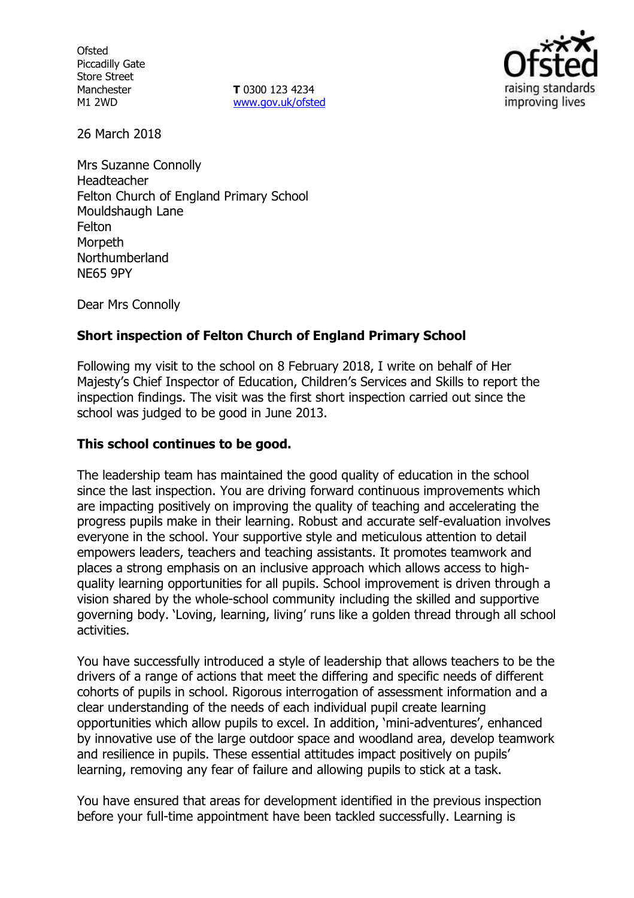Ofsted
Piccadilly Gate
Store Street
Manchester
M1 2WD

**T** 0300 123 4234
www.gov.uk/ofsted

26 March 2018

Mrs Suzanne Connolly
Headteacher
Felton Church of England Primary School
Mouldshaugh Lane
Felton
Morpeth
Northumberland
NE65 9PY

Dear Mrs Connolly

**Short inspection of Felton Church of England Primary School**

Following my visit to the school on 8 February 2018, I write on behalf of Her Majesty's Chief Inspector of Education, Children's Services and Skills to report the inspection findings. The visit was the first short inspection carried out since the school was judged to be good in June 2013.

**This school continues to be good.**

The leadership team has maintained the good quality of education in the school since the last inspection. You are driving forward continuous improvements which are impacting positively on improving the quality of teaching and accelerating the progress pupils make in their learning. Robust and accurate self-evaluation involves everyone in the school. Your supportive style and meticulous attention to detail empowers leaders, teachers and teaching assistants. It promotes teamwork and places a strong emphasis on an inclusive approach which allows access to high-quality learning opportunities for all pupils. School improvement is driven through a vision shared by the whole-school community including the skilled and supportive governing body. 'Loving, learning, living' runs like a golden thread through all school activities.

You have successfully introduced a style of leadership that allows teachers to be the drivers of a range of actions that meet the differing and specific needs of different cohorts of pupils in school. Rigorous interrogation of assessment information and a clear understanding of the needs of each individual pupil create learning opportunities which allow pupils to excel. In addition, 'mini-adventures', enhanced by innovative use of the large outdoor space and woodland area, develop teamwork and resilience in pupils. These essential attitudes impact positively on pupils' learning, removing any fear of failure and allowing pupils to stick at a task.

You have ensured that areas for development identified in the previous inspection before your full-time appointment have been tackled successfully. Learning is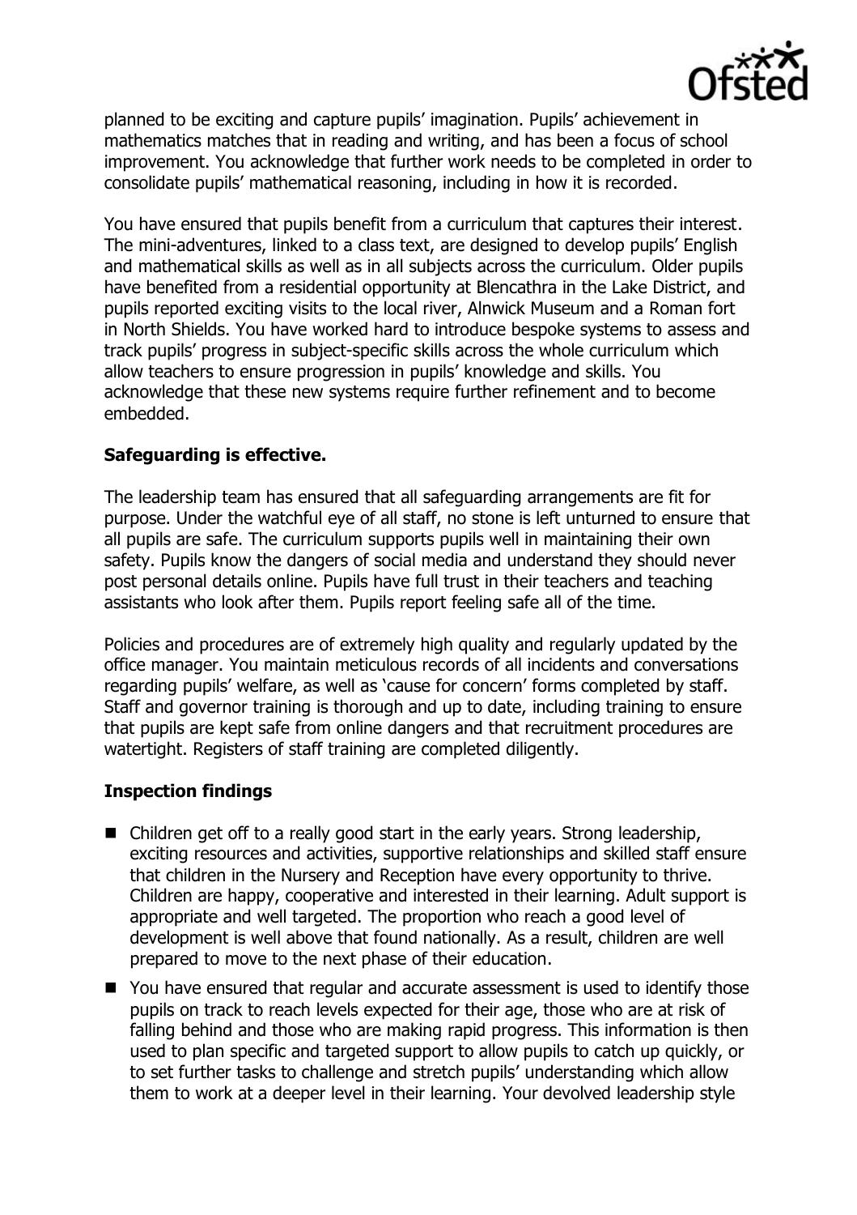planned to be exciting and capture pupils' imagination. Pupils' achievement in mathematics matches that in reading and writing, and has been a focus of school improvement. You acknowledge that further work needs to be completed in order to consolidate pupils' mathematical reasoning, including in how it is recorded.

You have ensured that pupils benefit from a curriculum that captures their interest. The mini-adventures, linked to a class text, are designed to develop pupils' English and mathematical skills as well as in all subjects across the curriculum. Older pupils have benefited from a residential opportunity at Blencathra in the Lake District, and pupils reported exciting visits to the local river, Alnwick Museum and a Roman fort in North Shields. You have worked hard to introduce bespoke systems to assess and track pupils' progress in subject-specific skills across the whole curriculum which allow teachers to ensure progression in pupils' knowledge and skills. You acknowledge that these new systems require further refinement and to become embedded.

## Safeguarding is effective.

The leadership team has ensured that all safeguarding arrangements are fit for purpose. Under the watchful eye of all staff, no stone is left unturned to ensure that all pupils are safe. The curriculum supports pupils well in maintaining their own safety. Pupils know the dangers of social media and understand they should never post personal details online. Pupils have full trust in their teachers and teaching assistants who look after them. Pupils report feeling safe all of the time.

Policies and procedures are of extremely high quality and regularly updated by the office manager. You maintain meticulous records of all incidents and conversations regarding pupils' welfare, as well as 'cause for concern' forms completed by staff. Staff and governor training is thorough and up to date, including training to ensure that pupils are kept safe from online dangers and that recruitment procedures are watertight. Registers of staff training are completed diligently.

## Inspection findings

- Children get off to a really good start in the early years. Strong leadership, exciting resources and activities, supportive relationships and skilled staff ensure that children in the Nursery and Reception have every opportunity to thrive. Children are happy, cooperative and interested in their learning. Adult support is appropriate and well targeted. The proportion who reach a good level of development is well above that found nationally. As a result, children are well prepared to move to the next phase of their education.
- You have ensured that regular and accurate assessment is used to identify those pupils on track to reach levels expected for their age, those who are at risk of falling behind and those who are making rapid progress. This information is then used to plan specific and targeted support to allow pupils to catch up quickly, or to set further tasks to challenge and stretch pupils' understanding which allow them to work at a deeper level in their learning. Your devolved leadership style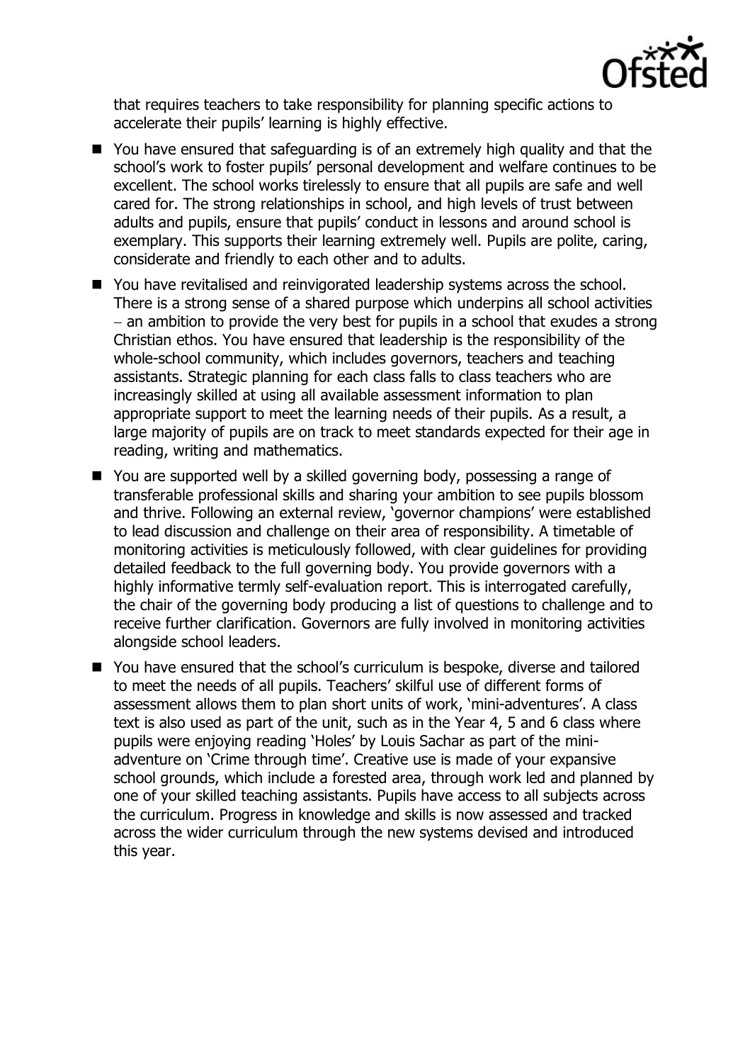that requires teachers to take responsibility for planning specific actions to accelerate their pupils' learning is highly effective.

- You have ensured that safeguarding is of an extremely high quality and that the school's work to foster pupils' personal development and welfare continues to be excellent. The school works tirelessly to ensure that all pupils are safe and well cared for. The strong relationships in school, and high levels of trust between adults and pupils, ensure that pupils' conduct in lessons and around school is exemplary. This supports their learning extremely well. Pupils are polite, caring, considerate and friendly to each other and to adults.
- You have revitalised and reinvigorated leadership systems across the school. There is a strong sense of a shared purpose which underpins all school activities – an ambition to provide the very best for pupils in a school that exudes a strong Christian ethos. You have ensured that leadership is the responsibility of the whole-school community, which includes governors, teachers and teaching assistants. Strategic planning for each class falls to class teachers who are increasingly skilled at using all available assessment information to plan appropriate support to meet the learning needs of their pupils. As a result, a large majority of pupils are on track to meet standards expected for their age in reading, writing and mathematics.
- You are supported well by a skilled governing body, possessing a range of transferable professional skills and sharing your ambition to see pupils blossom and thrive. Following an external review, 'governor champions' were established to lead discussion and challenge on their area of responsibility. A timetable of monitoring activities is meticulously followed, with clear guidelines for providing detailed feedback to the full governing body. You provide governors with a highly informative termly self-evaluation report. This is interrogated carefully, the chair of the governing body producing a list of questions to challenge and to receive further clarification. Governors are fully involved in monitoring activities alongside school leaders.
- You have ensured that the school's curriculum is bespoke, diverse and tailored to meet the needs of all pupils. Teachers' skilful use of different forms of assessment allows them to plan short units of work, 'mini-adventures'. A class text is also used as part of the unit, such as in the Year 4, 5 and 6 class where pupils were enjoying reading 'Holes' by Louis Sachar as part of the mini-adventure on 'Crime through time'. Creative use is made of your expansive school grounds, which include a forested area, through work led and planned by one of your skilled teaching assistants. Pupils have access to all subjects across the curriculum. Progress in knowledge and skills is now assessed and tracked across the wider curriculum through the new systems devised and introduced this year.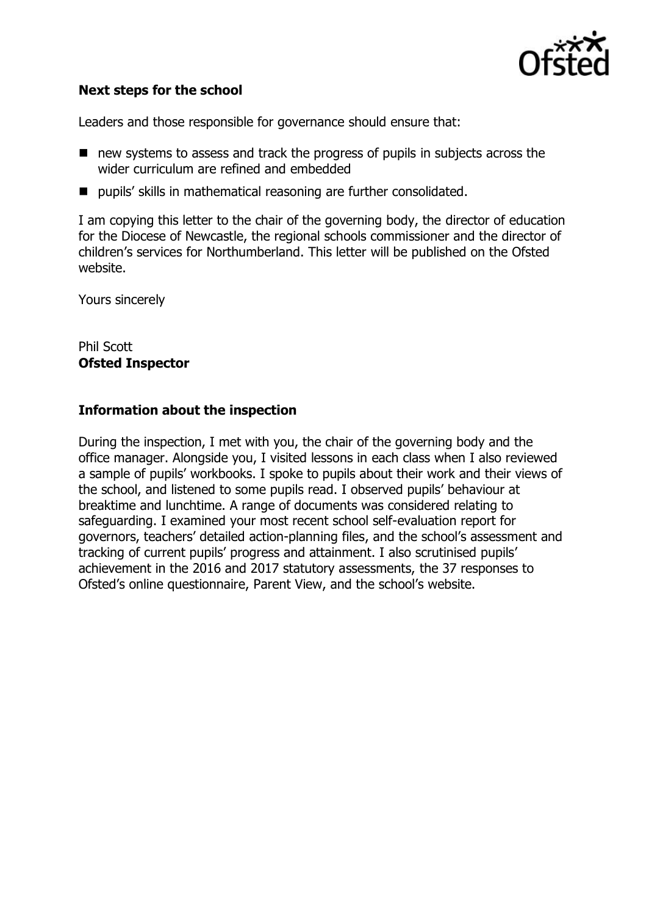### Next steps for the school

Leaders and those responsible for governance should ensure that:

- new systems to assess and track the progress of pupils in subjects across the wider curriculum are refined and embedded
- pupils' skills in mathematical reasoning are further consolidated.

I am copying this letter to the chair of the governing body, the director of education for the Diocese of Newcastle, the regional schools commissioner and the director of children's services for Northumberland. This letter will be published on the Ofsted website.

Yours sincerely

Phil Scott
**Ofsted Inspector**

### Information about the inspection

During the inspection, I met with you, the chair of the governing body and the office manager. Alongside you, I visited lessons in each class when I also reviewed a sample of pupils' workbooks. I spoke to pupils about their work and their views of the school, and listened to some pupils read. I observed pupils' behaviour at breaktime and lunchtime. A range of documents was considered relating to safeguarding. I examined your most recent school self-evaluation report for governors, teachers' detailed action-planning files, and the school's assessment and tracking of current pupils' progress and attainment. I also scrutinised pupils' achievement in the 2016 and 2017 statutory assessments, the 37 responses to Ofsted's online questionnaire, Parent View, and the school's website.